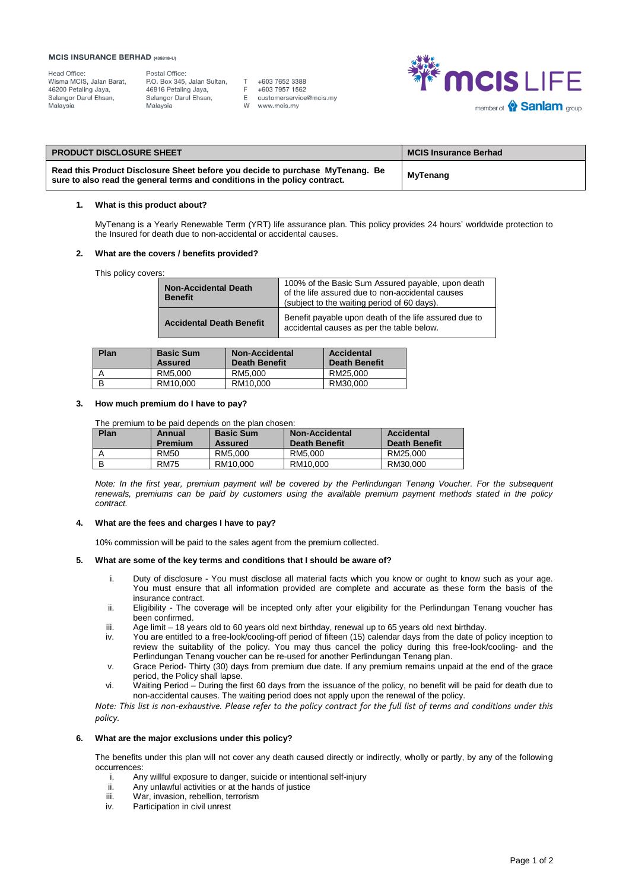**MCIS INSURANCE BERHAD** (435318-U)

Head Office:
Wisma MCIS, Jalan Barat,
46200 Petaling Jaya,
Selangor Darul Ehsan,
Malaysia

Postal Office:
P.O. Box 345, Jalan Sultan,
46916 Petaling Jaya,
Selangor Darul Ehsan,
Malaysia

T +603 7652 3388
F +603 7957 1562
E customerservice@mcis.my
W www.mcis.my

| PRODUCT DISCLOSURE SHEET | MCIS Insurance Berhad |
|---|---|
| **Read this Product Disclosure Sheet before you decide to purchase MyTenang. Be sure to also read the general terms and conditions in the policy contract.** | **MyTenang** |

## 1. What is this product about?

MyTenang is a Yearly Renewable Term (YRT) life assurance plan. This policy provides 24 hours' worldwide protection to the Insured for death due to non-accidental or accidental causes.

## 2. What are the covers / benefits provided?

This policy covers:

| | |
|---|---|
| **Non-Accidental Death Benefit** | 100% of the Basic Sum Assured payable, upon death of the life assured due to non-accidental causes (subject to the waiting period of 60 days). |
| **Accidental Death Benefit** | Benefit payable upon death of the life assured due to accidental causes as per the table below. |

| Plan | Basic Sum Assured | Non-Accidental Death Benefit | Accidental Death Benefit |
|---|---|---|---|
| A | RM5,000 | RM5,000 | RM25,000 |
| B | RM10,000 | RM10,000 | RM30,000 |

## 3. How much premium do I have to pay?

The premium to be paid depends on the plan chosen:

| Plan | Annual Premium | Basic Sum Assured | Non-Accidental Death Benefit | Accidental Death Benefit |
|---|---|---|---|---|
| A | RM50 | RM5,000 | RM5,000 | RM25,000 |
| B | RM75 | RM10,000 | RM10,000 | RM30,000 |

*Note: In the first year, premium payment will be covered by the Perlindungan Tenang Voucher. For the subsequent renewals, premiums can be paid by customers using the available premium payment methods stated in the policy contract.*

## 4. What are the fees and charges I have to pay?

10% commission will be paid to the sales agent from the premium collected.

## 5. What are some of the key terms and conditions that I should be aware of?

i. Duty of disclosure - You must disclose all material facts which you know or ought to know such as your age. You must ensure that all information provided are complete and accurate as these form the basis of the insurance contract.

ii. Eligibility - The coverage will be incepted only after your eligibility for the Perlindungan Tenang voucher has been confirmed.

iii. Age limit – 18 years old to 60 years old next birthday, renewal up to 65 years old next birthday.

iv. You are entitled to a free-look/cooling-off period of fifteen (15) calendar days from the date of policy inception to review the suitability of the policy. You may thus cancel the policy during this free-look/cooling- and the Perlindungan Tenang voucher can be re-used for another Perlindungan Tenang plan.

v. Grace Period- Thirty (30) days from premium due date. If any premium remains unpaid at the end of the grace period, the Policy shall lapse.

vi. Waiting Period – During the first 60 days from the issuance of the policy, no benefit will be paid for death due to non-accidental causes. The waiting period does not apply upon the renewal of the policy.

*Note: This list is non-exhaustive. Please refer to the policy contract for the full list of terms and conditions under this policy.*

## 6. What are the major exclusions under this policy?

The benefits under this plan will not cover any death caused directly or indirectly, wholly or partly, by any of the following occurrences:

i. Any willful exposure to danger, suicide or intentional self-injury
ii. Any unlawful activities or at the hands of justice
iii. War, invasion, rebellion, terrorism
iv. Participation in civil unrest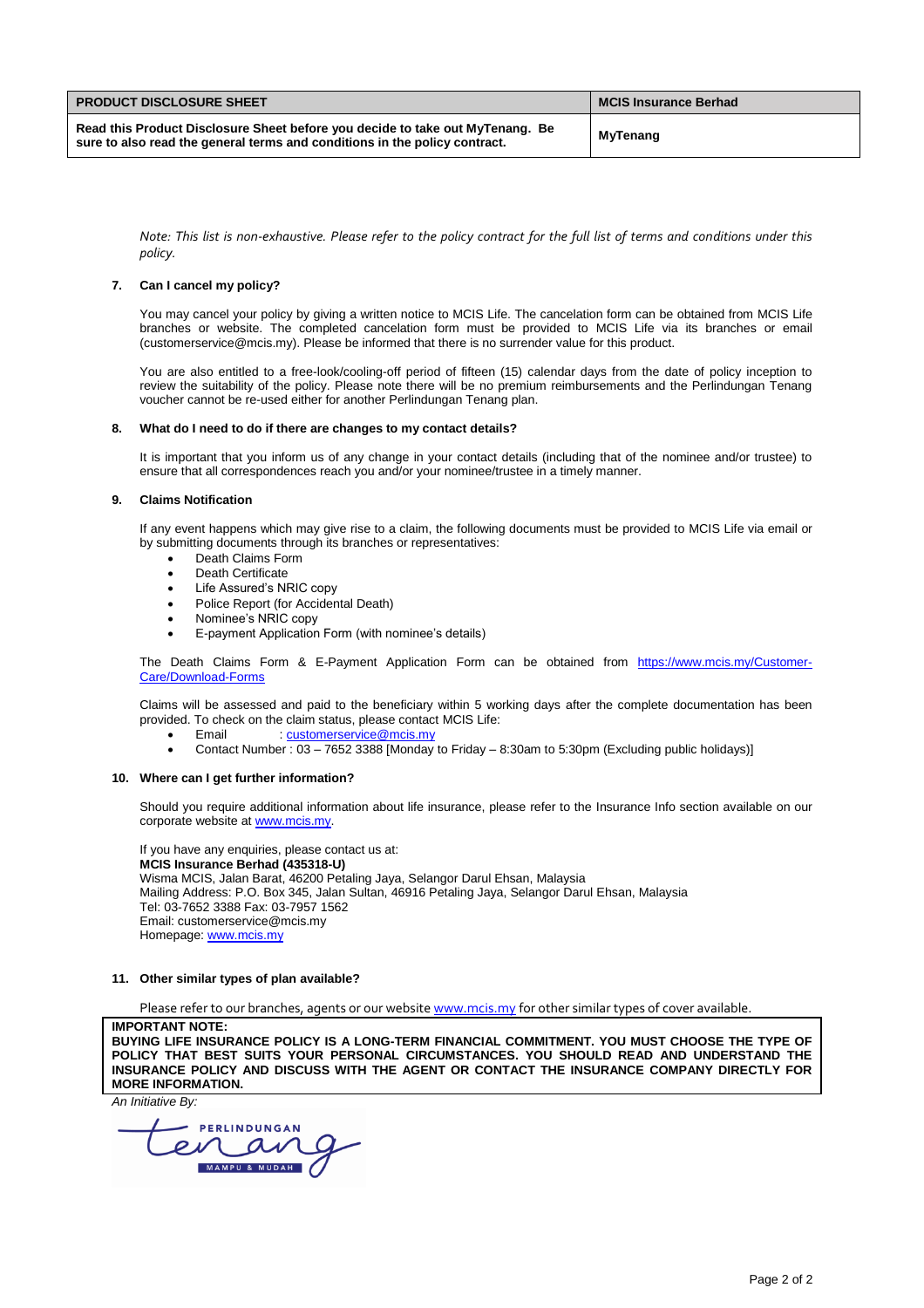| PRODUCT DISCLOSURE SHEET | MCIS Insurance Berhad |
|---|---|
| **Read this Product Disclosure Sheet before you decide to take out MyTenang. Be sure to also read the general terms and conditions in the policy contract.** | **MyTenang** |

*Note: This list is non-exhaustive. Please refer to the policy contract for the full list of terms and conditions under this policy.*

### 7. Can I cancel my policy?

You may cancel your policy by giving a written notice to MCIS Life. The cancelation form can be obtained from MCIS Life branches or website. The completed cancelation form must be provided to MCIS Life via its branches or email (customerservice@mcis.my). Please be informed that there is no surrender value for this product.

You are also entitled to a free-look/cooling-off period of fifteen (15) calendar days from the date of policy inception to review the suitability of the policy. Please note there will be no premium reimbursements and the Perlindungan Tenang voucher cannot be re-used either for another Perlindungan Tenang plan.

### 8. What do I need to do if there are changes to my contact details?

It is important that you inform us of any change in your contact details (including that of the nominee and/or trustee) to ensure that all correspondences reach you and/or your nominee/trustee in a timely manner.

### 9. Claims Notification

If any event happens which may give rise to a claim, the following documents must be provided to MCIS Life via email or by submitting documents through its branches or representatives:

- Death Claims Form
- Death Certificate
- Life Assured's NRIC copy
- Police Report (for Accidental Death)
- Nominee's NRIC copy
- E-payment Application Form (with nominee's details)

The Death Claims Form & E-Payment Application Form can be obtained from https://www.mcis.my/Customer-Care/Download-Forms

Claims will be assessed and paid to the beneficiary within 5 working days after the complete documentation has been provided. To check on the claim status, please contact MCIS Life:

- Email : customerservice@mcis.my
- Contact Number : 03 – 7652 3388 [Monday to Friday – 8:30am to 5:30pm (Excluding public holidays)]

### 10. Where can I get further information?

Should you require additional information about life insurance, please refer to the Insurance Info section available on our corporate website at www.mcis.my.

If you have any enquiries, please contact us at:
**MCIS Insurance Berhad (435318-U)**
Wisma MCIS, Jalan Barat, 46200 Petaling Jaya, Selangor Darul Ehsan, Malaysia
Mailing Address: P.O. Box 345, Jalan Sultan, 46916 Petaling Jaya, Selangor Darul Ehsan, Malaysia
Tel: 03-7652 3388 Fax: 03-7957 1562
Email: customerservice@mcis.my
Homepage: www.mcis.my

### 11. Other similar types of plan available?

Please refer to our branches, agents or our website www.mcis.my for other similar types of cover available.

**IMPORTANT NOTE:**
**BUYING LIFE INSURANCE POLICY IS A LONG-TERM FINANCIAL COMMITMENT. YOU MUST CHOOSE THE TYPE OF POLICY THAT BEST SUITS YOUR PERSONAL CIRCUMSTANCES. YOU SHOULD READ AND UNDERSTAND THE INSURANCE POLICY AND DISCUSS WITH THE AGENT OR CONTACT THE INSURANCE COMPANY DIRECTLY FOR MORE INFORMATION.**

*An Initiative By:*

PERLINDUNGAN Tenang MAMPU & MUDAH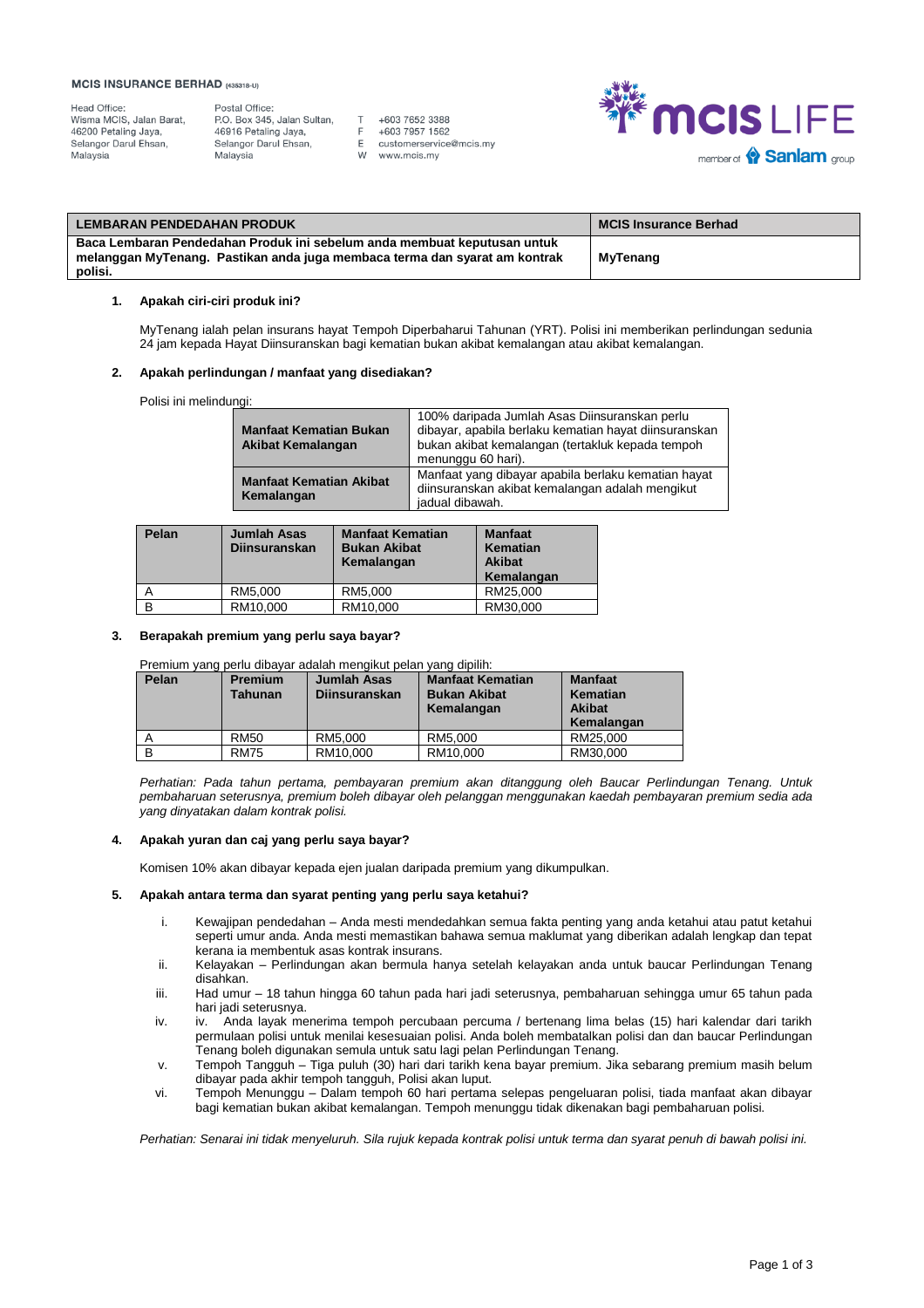**MCIS INSURANCE BERHAD** (435318-U)

Head Office:
Wisma MCIS, Jalan Barat,
46200 Petaling Jaya,
Selangor Darul Ehsan,
Malaysia

Postal Office:
P.O. Box 345, Jalan Sultan,
46916 Petaling Jaya,
Selangor Darul Ehsan,
Malaysia

T +603 7652 3388
F +603 7957 1562
E customerservice@mcis.my
W www.mcis.my

| LEMBARAN PENDEDAHAN PRODUK | MCIS Insurance Berhad |
|---|---|
| **Baca Lembaran Pendedahan Produk ini sebelum anda membuat keputusan untuk melanggan MyTenang. Pastikan anda juga membaca terma dan syarat am kontrak polisi.** | **MyTenang** |

## 1. Apakah ciri-ciri produk ini?

MyTenang ialah pelan insurans hayat Tempoh Diperbaharui Tahunan (YRT). Polisi ini memberikan perlindungan sedunia 24 jam kepada Hayat Diinsuranskan bagi kematian bukan akibat kemalangan atau akibat kemalangan.

## 2. Apakah perlindungan / manfaat yang disediakan?

Polisi ini melindungi:

| | |
|---|---|
| **Manfaat Kematian Bukan Akibat Kemalangan** | 100% daripada Jumlah Asas Diinsuranskan perlu dibayar, apabila berlaku kematian hayat diinsuranskan bukan akibat kemalangan (tertakluk kepada tempoh menunggu 60 hari). |
| **Manfaat Kematian Akibat Kemalangan** | Manfaat yang dibayar apabila berlaku kematian hayat diinsuranskan akibat kemalangan adalah mengikut jadual dibawah. |

| Pelan | Jumlah Asas Diinsuranskan | Manfaat Kematian Bukan Akibat Kemalangan | Manfaat Kematian Akibat Kemalangan |
|---|---|---|---|
| A | RM5,000 | RM5,000 | RM25,000 |
| B | RM10,000 | RM10,000 | RM30,000 |

## 3. Berapakah premium yang perlu saya bayar?

Premium yang perlu dibayar adalah mengikut pelan yang dipilih:

| Pelan | Premium Tahunan | Jumlah Asas Diinsuranskan | Manfaat Kematian Bukan Akibat Kemalangan | Manfaat Kematian Akibat Kemalangan |
|---|---|---|---|---|
| A | RM50 | RM5,000 | RM5,000 | RM25,000 |
| B | RM75 | RM10,000 | RM10,000 | RM30,000 |

*Perhatian: Pada tahun pertama, pembayaran premium akan ditanggung oleh Baucar Perlindungan Tenang. Untuk pembaharuan seterusnya, premium boleh dibayar oleh pelanggan menggunakan kaedah pembayaran premium sedia ada yang dinyatakan dalam kontrak polisi.*

## 4. Apakah yuran dan caj yang perlu saya bayar?

Komisen 10% akan dibayar kepada ejen jualan daripada premium yang dikumpulkan.

## 5. Apakah antara terma dan syarat penting yang perlu saya ketahui?

i. Kewajipan pendedahan – Anda mesti mendedahkan semua fakta penting yang anda ketahui atau patut ketahui seperti umur anda. Anda mesti memastikan bahawa semua maklumat yang diberikan adalah lengkap dan tepat kerana ia membentuk asas kontrak insurans.

ii. Kelayakan – Perlindungan akan bermula hanya setelah kelayakan anda untuk baucar Perlindungan Tenang disahkan.

iii. Had umur – 18 tahun hingga 60 tahun pada hari jadi seterusnya, pembaharuan sehingga umur 65 tahun pada hari jadi seterusnya.

iv. iv. Anda layak menerima tempoh percubaan percuma / bertenang lima belas (15) hari kalendar dari tarikh permulaan polisi untuk menilai kesesuaian polisi. Anda boleh membatalkan polisi dan dan baucar Perlindungan Tenang boleh digunakan semula untuk satu lagi pelan Perlindungan Tenang.

v. Tempoh Tangguh – Tiga puluh (30) hari dari tarikh kena bayar premium. Jika sebarang premium masih belum dibayar pada akhir tempoh tangguh, Polisi akan luput.

vi. Tempoh Menunggu – Dalam tempoh 60 hari pertama selepas pengeluaran polisi, tiada manfaat akan dibayar bagi kematian bukan akibat kemalangan. Tempoh menunggu tidak dikenakan bagi pembaharuan polisi.

*Perhatian: Senarai ini tidak menyeluruh. Sila rujuk kepada kontrak polisi untuk terma dan syarat penuh di bawah polisi ini.*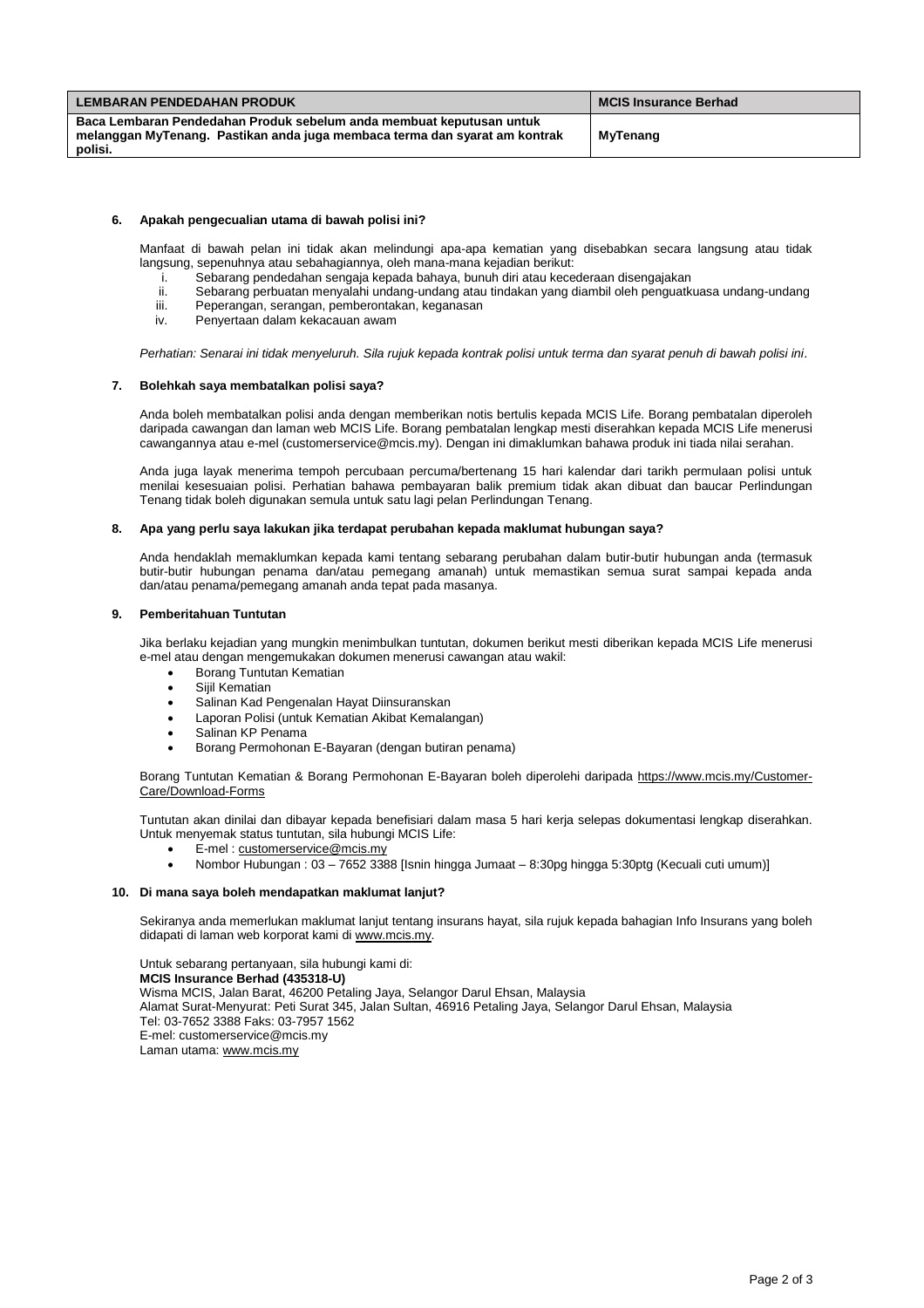| LEMBARAN PENDEDAHAN PRODUK | MCIS Insurance Berhad |
| --- | --- |
| **Baca Lembaran Pendedahan Produk sebelum anda membuat keputusan untuk melanggan MyTenang. Pastikan anda juga membaca terma dan syarat am kontrak polisi.** | **MyTenang** |

### 6. Apakah pengecualian utama di bawah polisi ini?

Manfaat di bawah pelan ini tidak akan melindungi apa-apa kematian yang disebabkan secara langsung atau tidak langsung, sepenuhnya atau sebahagiannya, oleh mana-mana kejadian berikut:

i. Sebarang pendedahan sengaja kepada bahaya, bunuh diri atau kecederaan disengajakan
ii. Sebarang perbuatan menyalahi undang-undang atau tindakan yang diambil oleh penguatkuasa undang-undang
iii. Peperangan, serangan, pemberontakan, keganasan
iv. Penyertaan dalam kekacauan awam

*Perhatian: Senarai ini tidak menyeluruh. Sila rujuk kepada kontrak polisi untuk terma dan syarat penuh di bawah polisi ini.*

### 7. Bolehkah saya membatalkan polisi saya?

Anda boleh membatalkan polisi anda dengan memberikan notis bertulis kepada MCIS Life. Borang pembatalan diperoleh daripada cawangan dan laman web MCIS Life. Borang pembatalan lengkap mesti diserahkan kepada MCIS Life menerusi cawangannya atau e-mel (customerservice@mcis.my). Dengan ini dimaklumkan bahawa produk ini tiada nilai serahan.

Anda juga layak menerima tempoh percubaan percuma/bertenang 15 hari kalendar dari tarikh permulaan polisi untuk menilai kesesuaian polisi. Perhatian bahawa pembayaran balik premium tidak akan dibuat dan baucar Perlindungan Tenang tidak boleh digunakan semula untuk satu lagi pelan Perlindungan Tenang.

### 8. Apa yang perlu saya lakukan jika terdapat perubahan kepada maklumat hubungan saya?

Anda hendaklah memaklumkan kepada kami tentang sebarang perubahan dalam butir-butir hubungan anda (termasuk butir-butir hubungan penama dan/atau pemegang amanah) untuk memastikan semua surat sampai kepada anda dan/atau penama/pemegang amanah anda tepat pada masanya.

### 9. Pemberitahuan Tuntutan

Jika berlaku kejadian yang mungkin menimbulkan tuntutan, dokumen berikut mesti diberikan kepada MCIS Life menerusi e-mel atau dengan mengemukakan dokumen menerusi cawangan atau wakil:

- Borang Tuntutan Kematian
- Sijil Kematian
- Salinan Kad Pengenalan Hayat Diinsuranskan
- Laporan Polisi (untuk Kematian Akibat Kemalangan)
- Salinan KP Penama
- Borang Permohonan E-Bayaran (dengan butiran penama)

Borang Tuntutan Kematian & Borang Permohonan E-Bayaran boleh diperolehi daripada https://www.mcis.my/Customer-Care/Download-Forms

Tuntutan akan dinilai dan dibayar kepada benefisiari dalam masa 5 hari kerja selepas dokumentasi lengkap diserahkan. Untuk menyemak status tuntutan, sila hubungi MCIS Life:

- E-mel : customerservice@mcis.my
- Nombor Hubungan : 03 – 7652 3388 [Isnin hingga Jumaat – 8:30pg hingga 5:30ptg (Kecuali cuti umum)]

### 10. Di mana saya boleh mendapatkan maklumat lanjut?

Sekiranya anda memerlukan maklumat lanjut tentang insurans hayat, sila rujuk kepada bahagian Info Insurans yang boleh didapati di laman web korporat kami di www.mcis.my.

Untuk sebarang pertanyaan, sila hubungi kami di:
**MCIS Insurance Berhad (435318-U)**
Wisma MCIS, Jalan Barat, 46200 Petaling Jaya, Selangor Darul Ehsan, Malaysia
Alamat Surat-Menyurat: Peti Surat 345, Jalan Sultan, 46916 Petaling Jaya, Selangor Darul Ehsan, Malaysia
Tel: 03-7652 3388 Faks: 03-7957 1562
E-mel: customerservice@mcis.my
Laman utama: www.mcis.my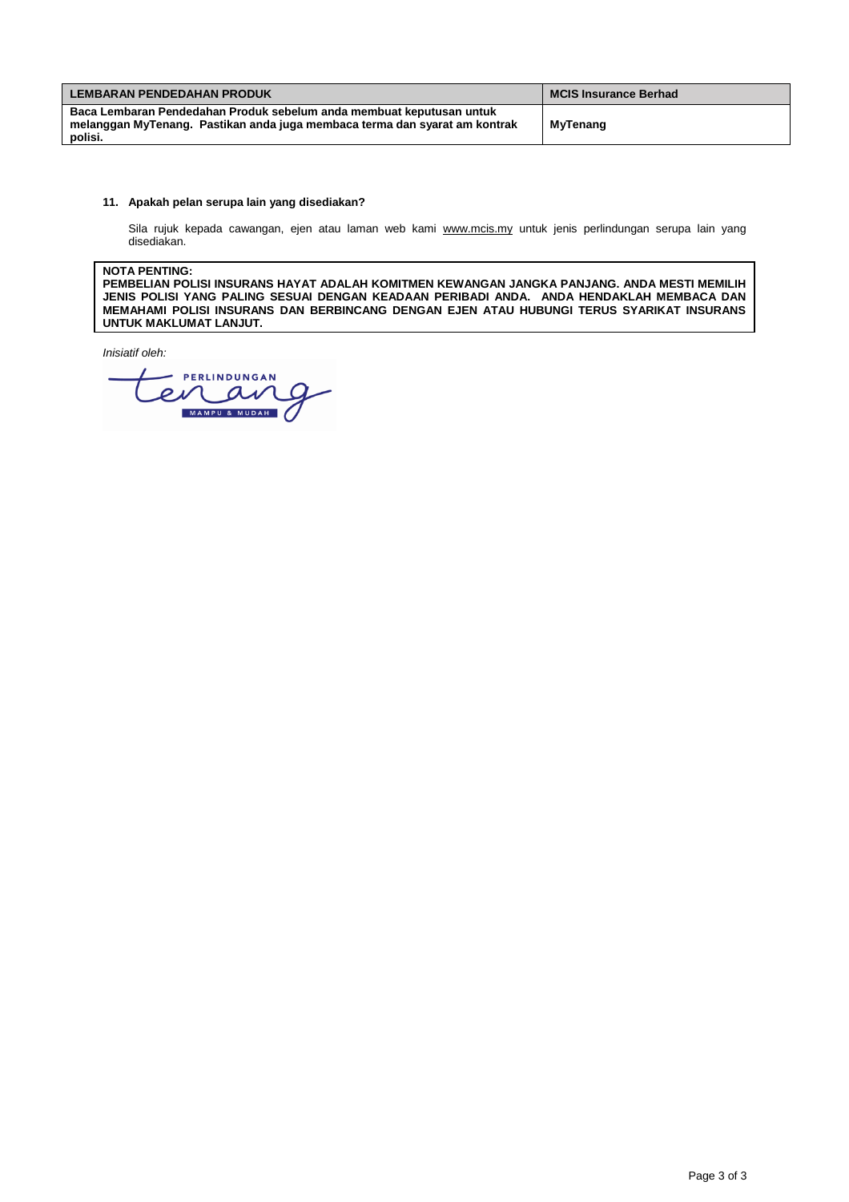**11. Apakah pelan serupa lain yang disediakan?**

Sila rujuk kepada cawangan, ejen atau laman web kami www.mcis.my untuk jenis perlindungan serupa lain yang disediakan.

**NOTA PENTING:**
**PEMBELIAN POLISI INSURANS HAYAT ADALAH KOMITMEN KEWANGAN JANGKA PANJANG. ANDA MESTI MEMILIH JENIS POLISI YANG PALING SESUAI DENGAN KEADAAN PERIBADI ANDA. ANDA HENDAKLAH MEMBACA DAN MEMAHAMI POLISI INSURANS DAN BERBINCANG DENGAN EJEN ATAU HUBUNGI TERUS SYARIKAT INSURANS UNTUK MAKLUMAT LANJUT.**

*Inisiatif oleh:*